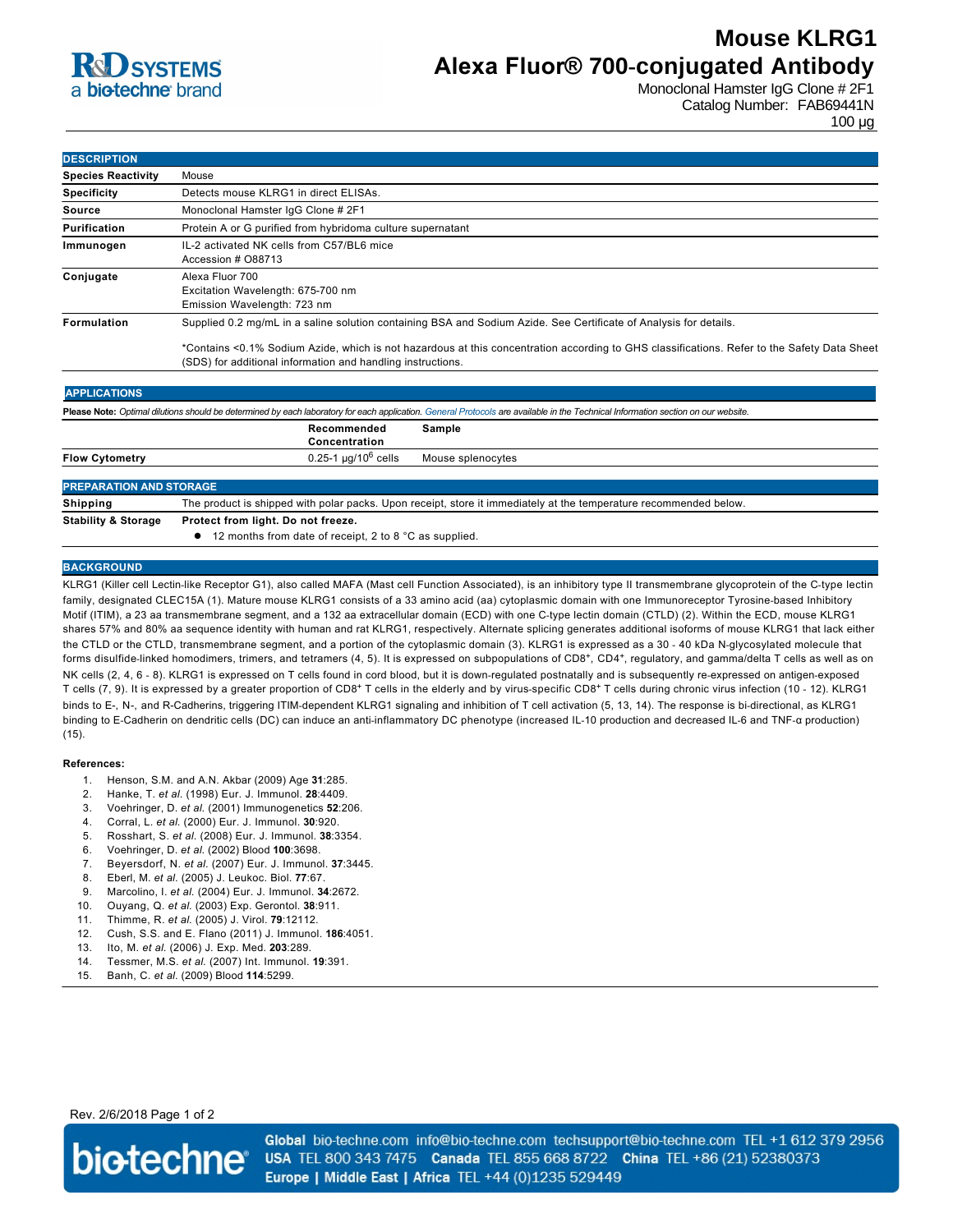# Mouse KLRG1 Alexa Fluor® 700-conjugated Antibody

Monoclonal Hamster IgG Clone # 2F1
Catalog Number: FAB69441N
100 µg

## DESCRIPTION

| | |
|---|---|
| **Species Reactivity** | Mouse |
| **Specificity** | Detects mouse KLRG1 in direct ELISAs. |
| **Source** | Monoclonal Hamster IgG Clone # 2F1 |
| **Purification** | Protein A or G purified from hybridoma culture supernatant |
| **Immunogen** | IL-2 activated NK cells from C57/BL6 mice<br>Accession # O88713 |
| **Conjugate** | Alexa Fluor 700<br>Excitation Wavelength: 675-700 nm<br>Emission Wavelength: 723 nm |
| **Formulation** | Supplied 0.2 mg/mL in a saline solution containing BSA and Sodium Azide. See Certificate of Analysis for details.<br><br>*Contains <0.1% Sodium Azide, which is not hazardous at this concentration according to GHS classifications. Refer to the Safety Data Sheet (SDS) for additional information and handling instructions. |

## APPLICATIONS

**Please Note:** *Optimal dilutions should be determined by each laboratory for each application. General Protocols are available in the Technical Information section on our website.*

| | Recommended Concentration | Sample |
|---|---|---|
| **Flow Cytometry** | 0.25-1 µg/$10^6$ cells | Mouse splenocytes |

## PREPARATION AND STORAGE

| | |
|---|---|
| **Shipping** | The product is shipped with polar packs. Upon receipt, store it immediately at the temperature recommended below. |
| **Stability & Storage** | **Protect from light. Do not freeze.**<br>● 12 months from date of receipt, 2 to 8 °C as supplied. |

## BACKGROUND

KLRG1 (Killer cell Lectin-like Receptor G1), also called MAFA (Mast cell Function Associated), is an inhibitory type II transmembrane glycoprotein of the C-type lectin family, designated CLEC15A (1). Mature mouse KLRG1 consists of a 33 amino acid (aa) cytoplasmic domain with one Immunoreceptor Tyrosine-based Inhibitory Motif (ITIM), a 23 aa transmembrane segment, and a 132 aa extracellular domain (ECD) with one C-type lectin domain (CTLD) (2). Within the ECD, mouse KLRG1 shares 57% and 80% aa sequence identity with human and rat KLRG1, respectively. Alternate splicing generates additional isoforms of mouse KLRG1 that lack either the CTLD or the CTLD, transmembrane segment, and a portion of the cytoplasmic domain (3). KLRG1 is expressed as a 30 - 40 kDa N-glycosylated molecule that forms disulfide-linked homodimers, trimers, and tetramers (4, 5). It is expressed on subpopulations of $CD8^+$, $CD4^+$, regulatory, and gamma/delta T cells as well as on NK cells (2, 4, 6 - 8). KLRG1 is expressed on T cells found in cord blood, but it is down-regulated postnatally and is subsequently re-expressed on antigen-exposed T cells (7, 9). It is expressed by a greater proportion of $CD8^+$ T cells in the elderly and by virus-specific $CD8^+$ T cells during chronic virus infection (10 - 12). KLRG1 binds to E-, N-, and R-Cadherins, triggering ITIM-dependent KLRG1 signaling and inhibition of T cell activation (5, 13, 14). The response is bi-directional, as KLRG1 binding to E-Cadherin on dendritic cells (DC) can induce an anti-inflammatory DC phenotype (increased IL-10 production and decreased IL-6 and TNF-α production) (15).

**References:**

1. Henson, S.M. and A.N. Akbar (2009) Age **31**:285.
2. Hanke, T. *et al.* (1998) Eur. J. Immunol. **28**:4409.
3. Voehringer, D. *et al.* (2001) Immunogenetics **52**:206.
4. Corral, L. *et al.* (2000) Eur. J. Immunol. **30**:920.
5. Rosshart, S. *et al.* (2008) Eur. J. Immunol. **38**:3354.
6. Voehringer, D. *et al.* (2002) Blood **100**:3698.
7. Beyersdorf, N. *et al.* (2007) Eur. J. Immunol. **37**:3445.
8. Eberl, M. *et al.* (2005) J. Leukoc. Biol. **77**:67.
9. Marcolino, I. *et al.* (2004) Eur. J. Immunol. **34**:2672.
10. Ouyang, Q. *et al.* (2003) Exp. Gerontol. **38**:911.
11. Thimme, R. *et al.* (2005) J. Virol. **79**:12112.
12. Cush, S.S. and E. Flano (2011) J. Immunol. **186**:4051.
13. Ito, M. *et al.* (2006) J. Exp. Med. **203**:289.
14. Tessmer, M.S. *et al.* (2007) Int. Immunol. **19**:391.
15. Banh, C. *et al.* (2009) Blood **114**:5299.

Rev. 2/6/2018

**Global** bio-techne.com info@bio-techne.com techsupport@bio-techne.com TEL +1 612 379 2956
**USA** TEL 800 343 7475 **Canada** TEL 855 668 8722 **China** TEL +86 (21) 52380373
**Europe | Middle East | Africa** TEL +44 (0)1235 529449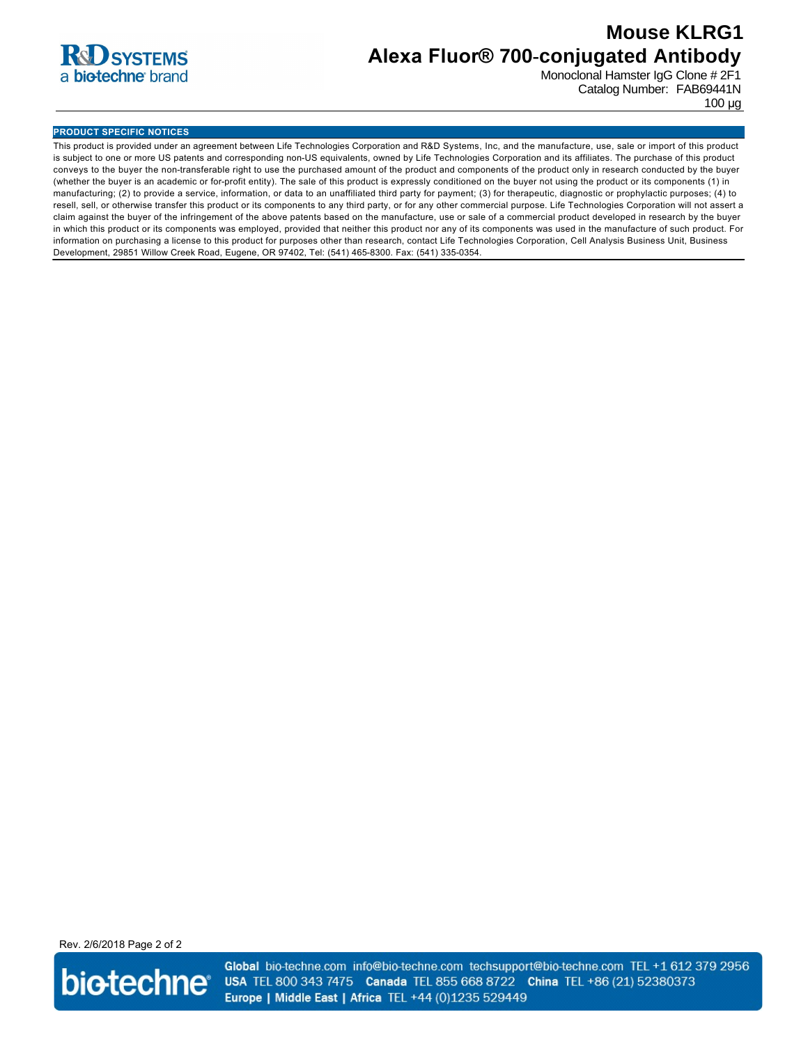# Mouse KLRG1 Alexa Fluor® 700-conjugated Antibody

Monoclonal Hamster IgG Clone # 2F1
Catalog Number: FAB69441N
100 µg

## PRODUCT SPECIFIC NOTICES

This product is provided under an agreement between Life Technologies Corporation and R&D Systems, Inc, and the manufacture, use, sale or import of this product is subject to one or more US patents and corresponding non-US equivalents, owned by Life Technologies Corporation and its affiliates. The purchase of this product conveys to the buyer the non-transferable right to use the purchased amount of the product and components of the product only in research conducted by the buyer (whether the buyer is an academic or for-profit entity). The sale of this product is expressly conditioned on the buyer not using the product or its components (1) in manufacturing; (2) to provide a service, information, or data to an unaffiliated third party for payment; (3) for therapeutic, diagnostic or prophylactic purposes; (4) to resell, sell, or otherwise transfer this product or its components to any third party, or for any other commercial purpose. Life Technologies Corporation will not assert a claim against the buyer of the infringement of the above patents based on the manufacture, use or sale of a commercial product developed in research by the buyer in which this product or its components was employed, provided that neither this product nor any of its components was used in the manufacture of such product. For information on purchasing a license to this product for purposes other than research, contact Life Technologies Corporation, Cell Analysis Business Unit, Business Development, 29851 Willow Creek Road, Eugene, OR 97402, Tel: (541) 465-8300. Fax: (541) 335-0354.

Rev. 2/6/2018

**Global** bio-techne.com info@bio-techne.com techsupport@bio-techne.com TEL +1 612 379 2956
**USA** TEL 800 343 7475 **Canada** TEL 855 668 8722 **China** TEL +86 (21) 52380373
**Europe | Middle East | Africa** TEL +44 (0)1235 529449